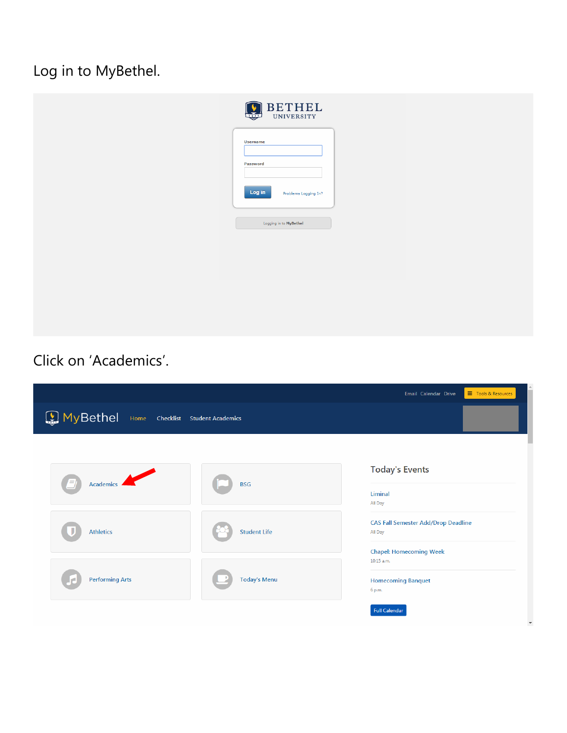Log in to MyBethel.

Click on 'Academics'.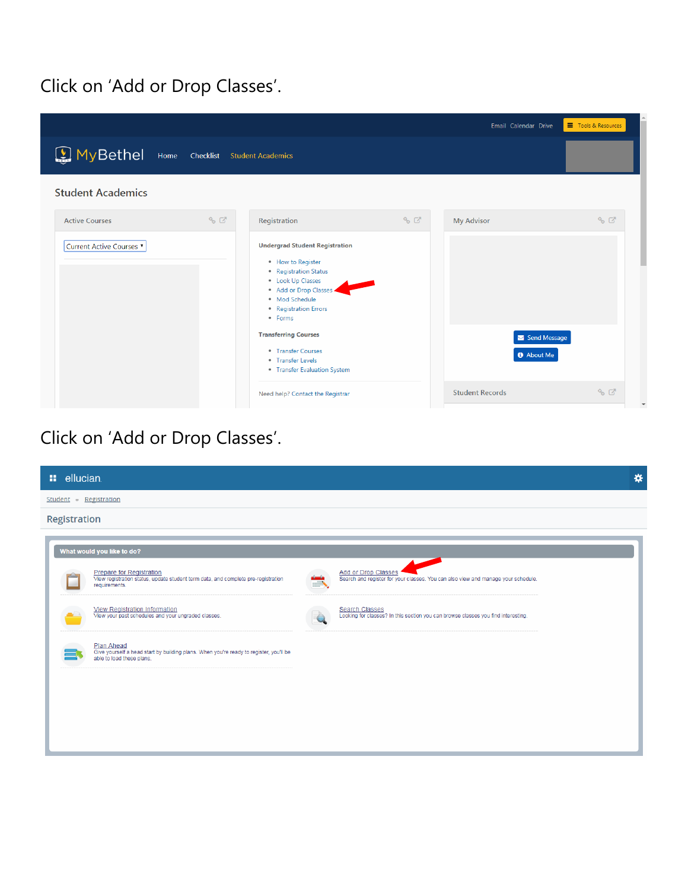Click on 'Add or Drop Classes'.

Email Calendar Drive | Tools & Resources

MyBethel | Home | Checklist | Student Academics

## Student Academics

**Active Courses**

Current Active Courses

**Registration**

**Undergrad Student Registration**

- How to Register
- Registration Status
- Look Up Classes
- Add or Drop Classes
- Mod Schedule
- Registration Errors
- Forms

**Transferring Courses**

- Transfer Courses
- Transfer Levels
- Transfer Evaluation System

Need help? Contact the Registrar

**My Advisor**

Send Message

About Me

**Student Records**

Click on 'Add or Drop Classes'.

ellucian

Student • Registration

## Registration

**What would you like to do?**

Prepare for Registration
View registration status, update student term data, and complete pre-registration requirements.

Add or Drop Classes
Search and register for your classes. You can also view and manage your schedule.

View Registration Information
View your past schedules and your ungraded classes.

Search Classes
Looking for classes? In this section you can browse classes you find interesting.

Plan Ahead
Give yourself a head start by building plans. When you're ready to register, you'll be able to load these plans.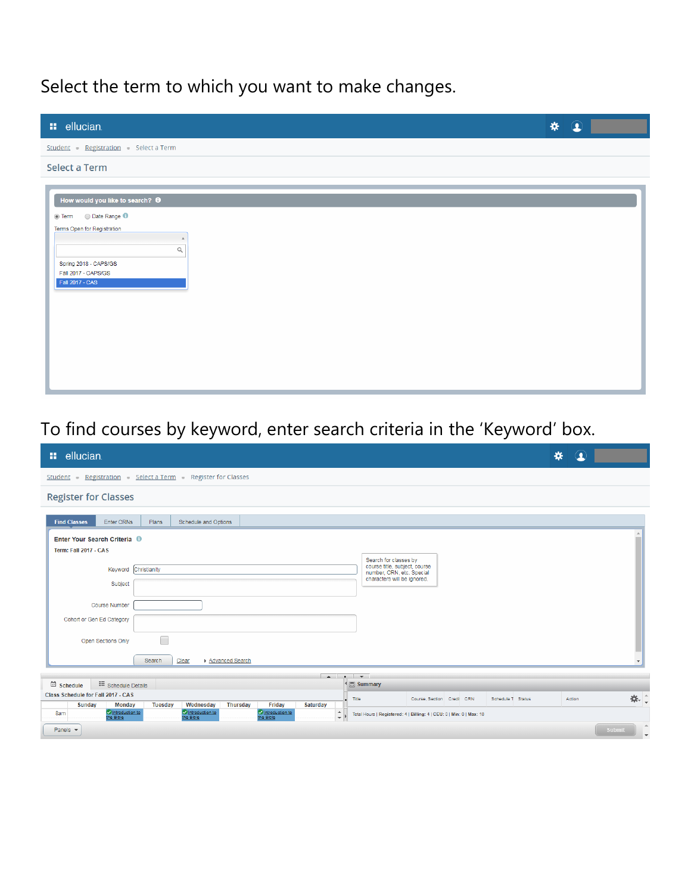Select the term to which you want to make changes.

ellucian

Student • Registration • Select a Term

Select a Term

How would you like to search?

Term   Date Range

Terms Open for Registration

Spring 2018 - CAPS/GS
Fall 2017 - CAPS/GS
Fall 2017 - CAS

To find courses by keyword, enter search criteria in the ‘Keyword’ box.

ellucian

Student • Registration • Select a Term • Register for Classes

Register for Classes

Find Classes | Enter CRNs | Plans | Schedule and Options

Enter Your Search Criteria

Term: Fall 2017 - CAS

Keyword: Christianity

Subject

Course Number

Cohort or Gen Ed Category

Open Sections Only

Search for classes by course title, subject, course number, CRN, etc. Special characters will be ignored.

Search   Clear   Advanced Search

Schedule | Schedule Details

Class Schedule for Fall 2017 - CAS

| | Sunday | Monday | Tuesday | Wednesday | Thursday | Friday | Saturday |
|---|---|---|---|---|---|---|---|
| 8am | | Introduction to the Bible | | Introduction to the Bible | | Introduction to the Bible | |

Summary

| Title | Course, Section | Credit | CRN | Schedule Type | Status | Action |
|---|---|---|---|---|---|---|

Total Hours | Registered: 4 | Billing: 4 | CEU: 0 | Min: 0 | Max: 18

Panels   Submit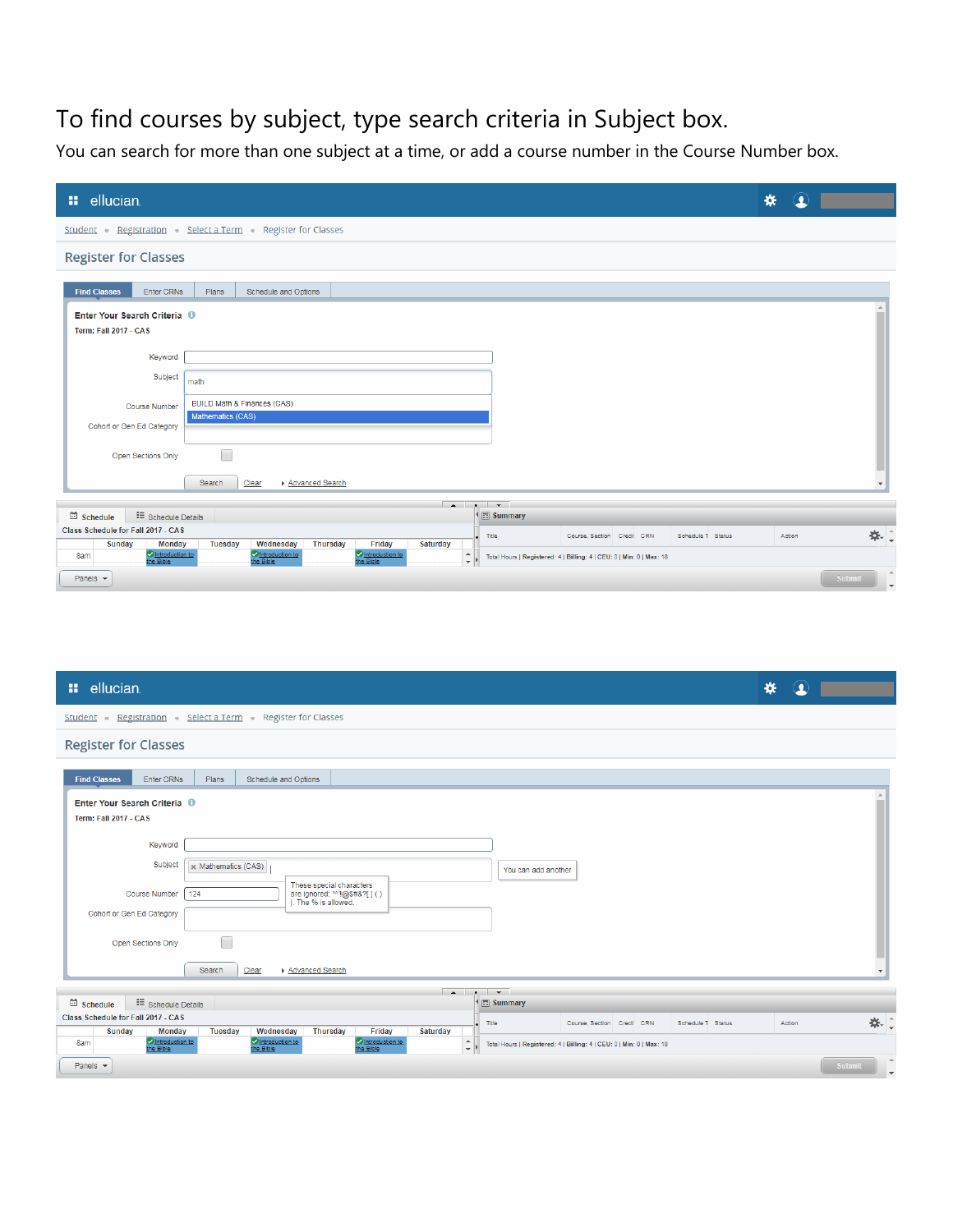# To find courses by subject, type search criteria in Subject box.

You can search for more than one subject at a time, or add a course number in the Course Number box.

ellucian

Student • Registration • Select a Term • Register for Classes

## Register for Classes

Find Classes | Enter CRNs | Plans | Schedule and Options

**Enter Your Search Criteria**

Term: Fall 2017 - CAS

Keyword

Subject: math

- BUILD Math & Finances (CAS)
- Mathematics (CAS)

Course Number

Cohort or Gen Ed Category

Open Sections Only

Search | Clear | Advanced Search

Schedule | Schedule Details

Class Schedule for Fall 2017 - CAS

| | Sunday | Monday | Tuesday | Wednesday | Thursday | Friday | Saturday |
|---|---|---|---|---|---|---|---|
| 8am | | Introduction to the Bible | | Introduction to the Bible | | Introduction to the Bible | |

Summary

| Title | Course, Section | Credit | CRN | Schedule Type | Status | Action |
|---|---|---|---|---|---|---|

Total Hours | Registered: 4 | Billing: 4 | CEU: 0 | Min: 0 | Max: 18

Panels | Submit

ellucian

Student • Registration • Select a Term • Register for Classes

## Register for Classes

Find Classes | Enter CRNs | Plans | Schedule and Options

**Enter Your Search Criteria**

Term: Fall 2017 - CAS

Keyword

Subject: × Mathematics (CAS) — You can add another

Course Number: 124 — These special characters are ignored: "'!@$#&?[ ] ( ) |. The % is allowed.

Cohort or Gen Ed Category

Open Sections Only

Search | Clear | Advanced Search

Schedule | Schedule Details

Class Schedule for Fall 2017 - CAS

| | Sunday | Monday | Tuesday | Wednesday | Thursday | Friday | Saturday |
|---|---|---|---|---|---|---|---|
| 8am | | Introduction to the Bible | | Introduction to the Bible | | Introduction to the Bible | |

Summary

| Title | Course, Section | Credit | CRN | Schedule Type | Status | Action |
|---|---|---|---|---|---|---|

Total Hours | Registered: 4 | Billing: 4 | CEU: 0 | Min: 0 | Max: 18

Panels | Submit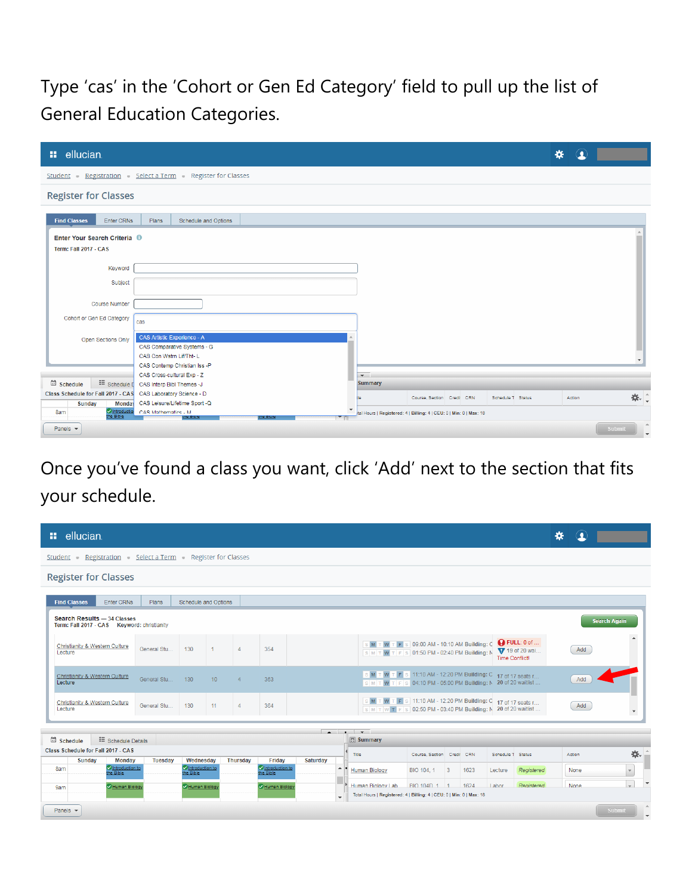Type ‘cas’ in the ‘Cohort or Gen Ed Category’ field to pull up the list of General Education Categories.

Once you’ve found a class you want, click ‘Add’ next to the section that fits your schedule.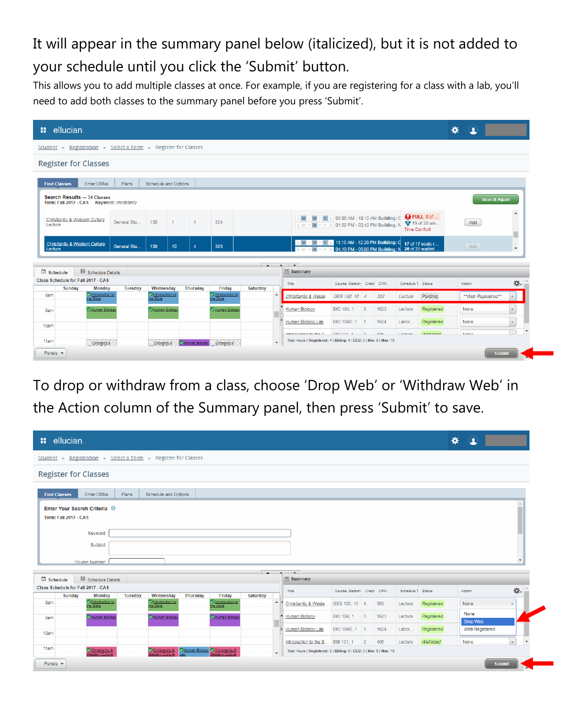It will appear in the summary panel below (italicized), but it is not added to your schedule until you click the 'Submit' button.

This allows you to add multiple classes at once. For example, if you are registering for a class with a lab, you'll need to add both classes to the summary panel before you press 'Submit'.

To drop or withdraw from a class, choose 'Drop Web' or 'Withdraw Web' in the Action column of the Summary panel, then press 'Submit' to save.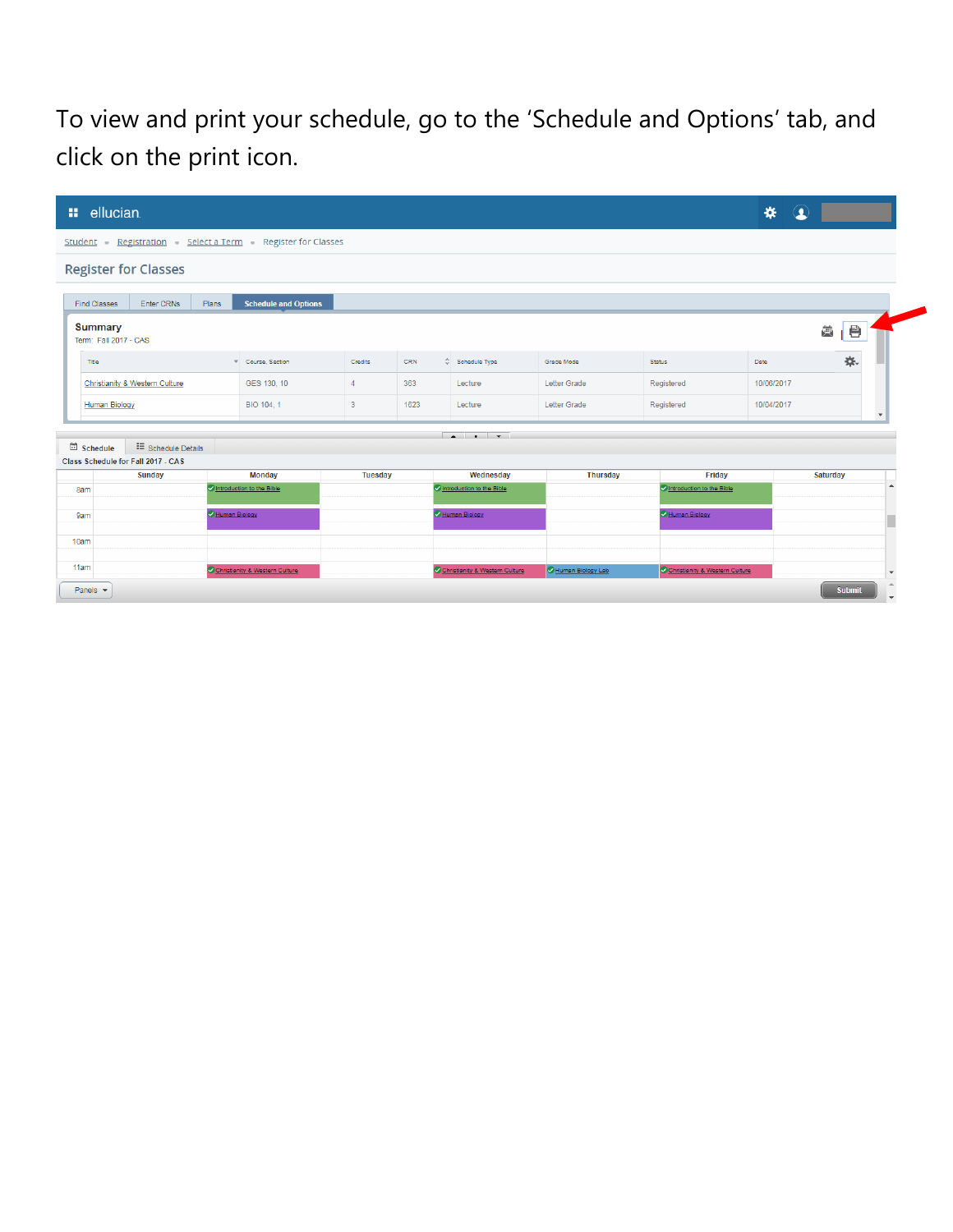To view and print your schedule, go to the 'Schedule and Options' tab, and click on the print icon.